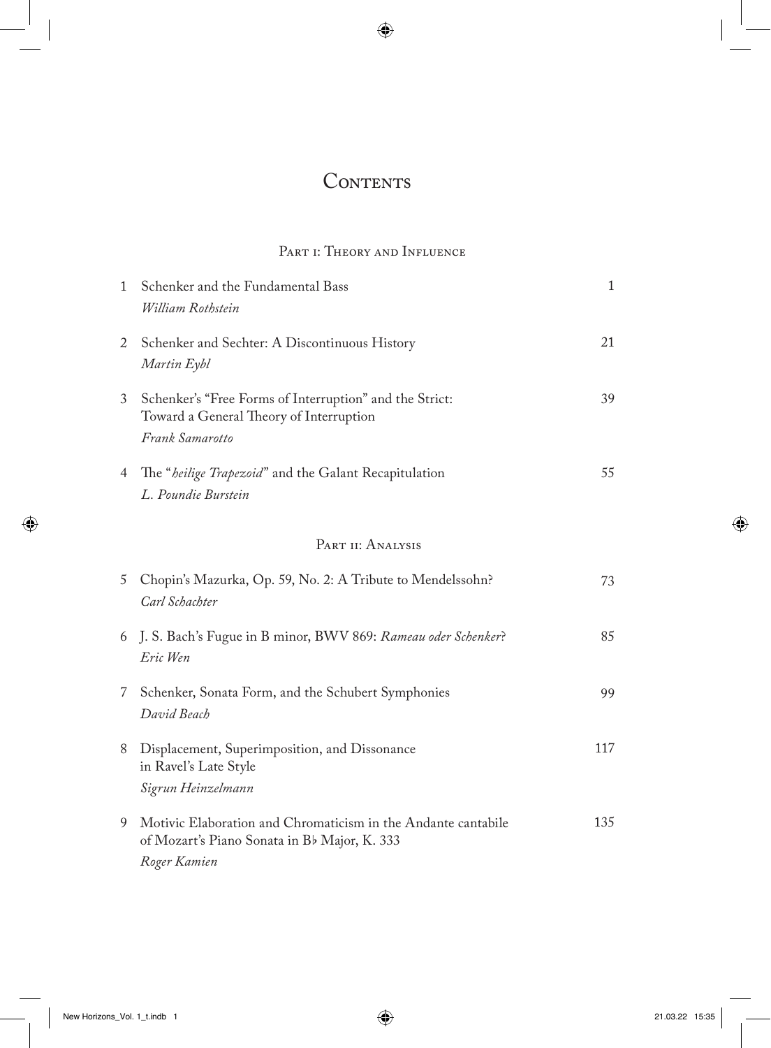# Contents

## Part i: Theory and Influence

| | | |
|---|---|---|
| 1 | Schenker and the Fundamental Bass<br>*William Rothstein* | 1 |
| 2 | Schenker and Sechter: A Discontinuous History<br>*Martin Eybl* | 21 |
| 3 | Schenker's "Free Forms of Interruption" and the Strict: Toward a General Theory of Interruption<br>*Frank Samarotto* | 39 |
| 4 | The "*heilige Trapezoid*" and the Galant Recapitulation<br>*L. Poundie Burstein* | 55 |

## Part ii: Analysis

| | | |
|---|---|---|
| 5 | Chopin's Mazurka, Op. 59, No. 2: A Tribute to Mendelssohn?<br>*Carl Schachter* | 73 |
| 6 | J. S. Bach's Fugue in B minor, BWV 869: *Rameau oder Schenker*?<br>*Eric Wen* | 85 |
| 7 | Schenker, Sonata Form, and the Schubert Symphonies<br>*David Beach* | 99 |
| 8 | Displacement, Superimposition, and Dissonance in Ravel's Late Style<br>*Sigrun Heinzelmann* | 117 |
| 9 | Motivic Elaboration and Chromaticism in the Andante cantabile of Mozart's Piano Sonata in B♭ Major, K. 333<br>*Roger Kamien* | 135 |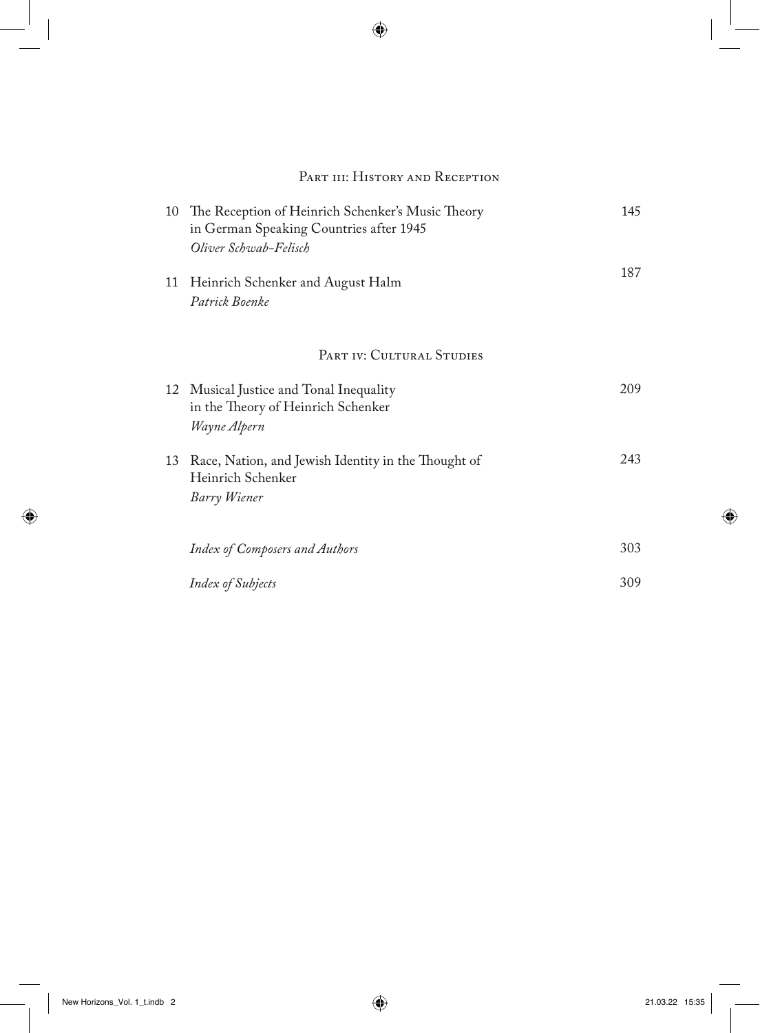## Part III: History and Reception

10 The Reception of Heinrich Schenker's Music Theory in German Speaking Countries after 1945 — 145
*Oliver Schwab-Felisch*

11 Heinrich Schenker and August Halm — 187
*Patrick Boenke*

## Part IV: Cultural Studies

12 Musical Justice and Tonal Inequality in the Theory of Heinrich Schenker — 209
*Wayne Alpern*

13 Race, Nation, and Jewish Identity in the Thought of Heinrich Schenker — 243
*Barry Wiener*

*Index of Composers and Authors* — 303

*Index of Subjects* — 309